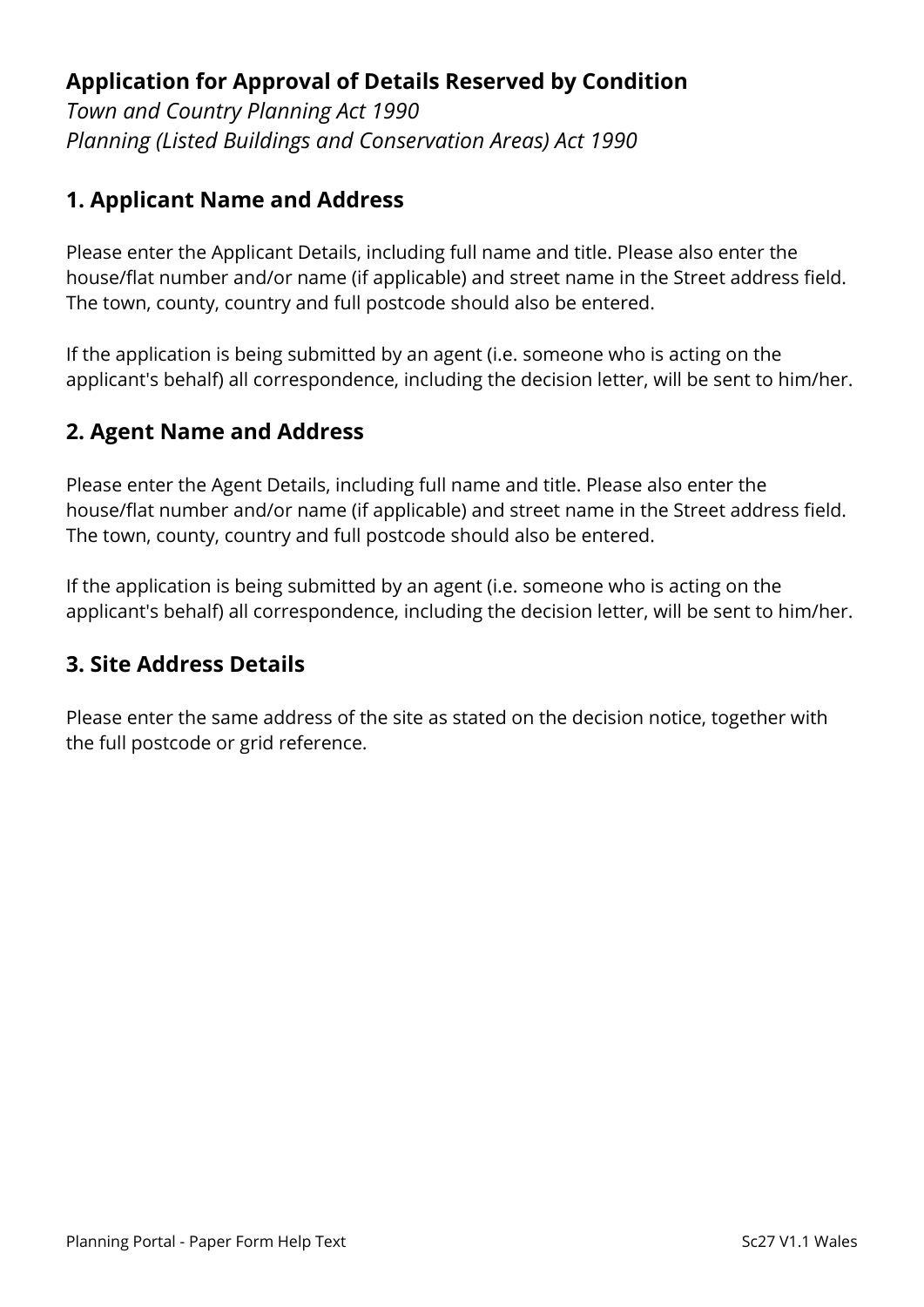# Application for Approval of Details Reserved by Condition

*Town and Country Planning Act 1990*
*Planning (Listed Buildings and Conservation Areas) Act 1990*

## 1. Applicant Name and Address

Please enter the Applicant Details, including full name and title. Please also enter the house/flat number and/or name (if applicable) and street name in the Street address field. The town, county, country and full postcode should also be entered.

If the application is being submitted by an agent (i.e. someone who is acting on the applicant's behalf) all correspondence, including the decision letter, will be sent to him/her.

## 2. Agent Name and Address

Please enter the Agent Details, including full name and title. Please also enter the house/flat number and/or name (if applicable) and street name in the Street address field. The town, county, country and full postcode should also be entered.

If the application is being submitted by an agent (i.e. someone who is acting on the applicant's behalf) all correspondence, including the decision letter, will be sent to him/her.

## 3. Site Address Details

Please enter the same address of the site as stated on the decision notice, together with the full postcode or grid reference.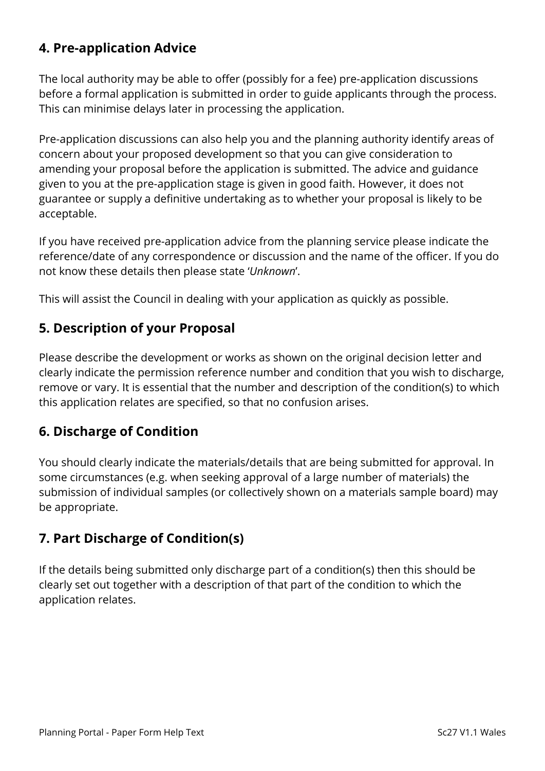## 4. Pre-application Advice

The local authority may be able to offer (possibly for a fee) pre-application discussions before a formal application is submitted in order to guide applicants through the process. This can minimise delays later in processing the application.

Pre-application discussions can also help you and the planning authority identify areas of concern about your proposed development so that you can give consideration to amending your proposal before the application is submitted. The advice and guidance given to you at the pre-application stage is given in good faith. However, it does not guarantee or supply a definitive undertaking as to whether your proposal is likely to be acceptable.

If you have received pre-application advice from the planning service please indicate the reference/date of any correspondence or discussion and the name of the officer. If you do not know these details then please state '*Unknown*'.

This will assist the Council in dealing with your application as quickly as possible.

## 5. Description of your Proposal

Please describe the development or works as shown on the original decision letter and clearly indicate the permission reference number and condition that you wish to discharge, remove or vary. It is essential that the number and description of the condition(s) to which this application relates are specified, so that no confusion arises.

## 6. Discharge of Condition

You should clearly indicate the materials/details that are being submitted for approval. In some circumstances (e.g. when seeking approval of a large number of materials) the submission of individual samples (or collectively shown on a materials sample board) may be appropriate.

## 7. Part Discharge of Condition(s)

If the details being submitted only discharge part of a condition(s) then this should be clearly set out together with a description of that part of the condition to which the application relates.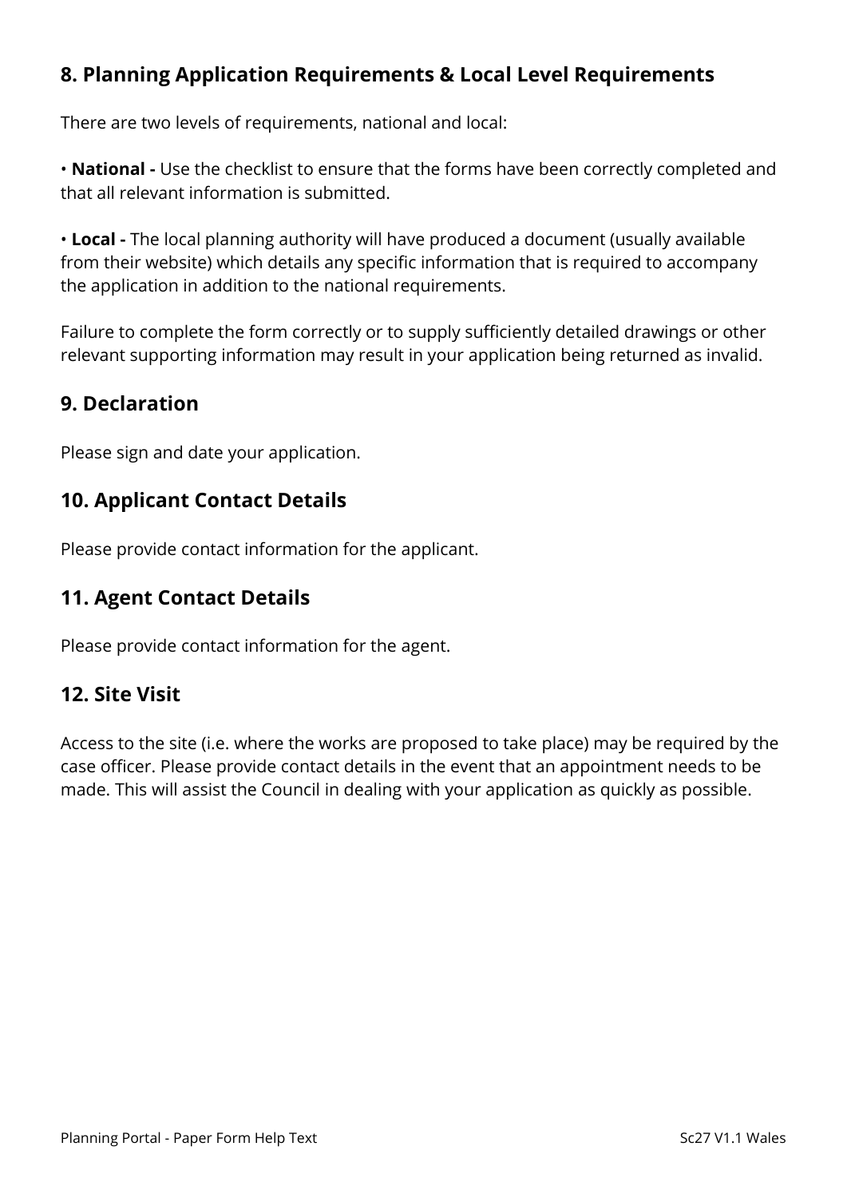## 8. Planning Application Requirements & Local Level Requirements

There are two levels of requirements, national and local:

• **National -** Use the checklist to ensure that the forms have been correctly completed and that all relevant information is submitted.

• **Local -** The local planning authority will have produced a document (usually available from their website) which details any specific information that is required to accompany the application in addition to the national requirements.

Failure to complete the form correctly or to supply sufficiently detailed drawings or other relevant supporting information may result in your application being returned as invalid.

## 9. Declaration

Please sign and date your application.

## 10. Applicant Contact Details

Please provide contact information for the applicant.

## 11. Agent Contact Details

Please provide contact information for the agent.

## 12. Site Visit

Access to the site (i.e. where the works are proposed to take place) may be required by the case officer. Please provide contact details in the event that an appointment needs to be made. This will assist the Council in dealing with your application as quickly as possible.